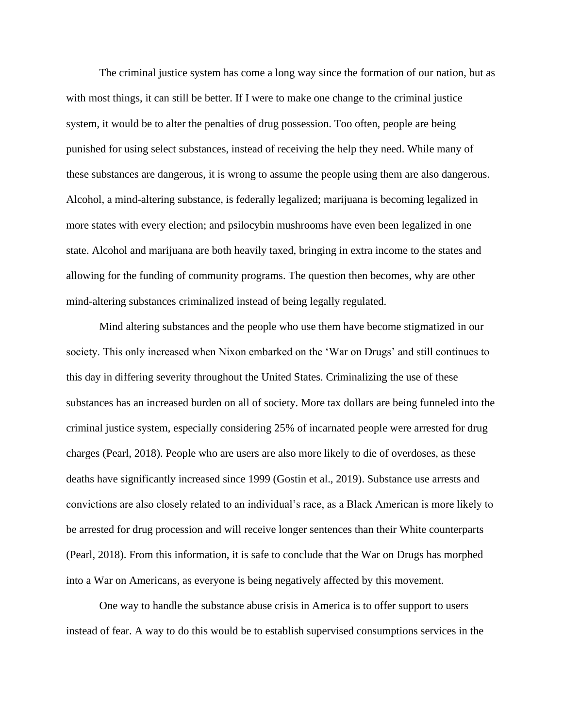The criminal justice system has come a long way since the formation of our nation, but as with most things, it can still be better. If I were to make one change to the criminal justice system, it would be to alter the penalties of drug possession. Too often, people are being punished for using select substances, instead of receiving the help they need. While many of these substances are dangerous, it is wrong to assume the people using them are also dangerous. Alcohol, a mind-altering substance, is federally legalized; marijuana is becoming legalized in more states with every election; and psilocybin mushrooms have even been legalized in one state. Alcohol and marijuana are both heavily taxed, bringing in extra income to the states and allowing for the funding of community programs. The question then becomes, why are other mind-altering substances criminalized instead of being legally regulated.

Mind altering substances and the people who use them have become stigmatized in our society. This only increased when Nixon embarked on the 'War on Drugs' and still continues to this day in differing severity throughout the United States. Criminalizing the use of these substances has an increased burden on all of society. More tax dollars are being funneled into the criminal justice system, especially considering 25% of incarnated people were arrested for drug charges (Pearl, 2018). People who are users are also more likely to die of overdoses, as these deaths have significantly increased since 1999 (Gostin et al., 2019). Substance use arrests and convictions are also closely related to an individual's race, as a Black American is more likely to be arrested for drug procession and will receive longer sentences than their White counterparts (Pearl, 2018). From this information, it is safe to conclude that the War on Drugs has morphed into a War on Americans, as everyone is being negatively affected by this movement.

One way to handle the substance abuse crisis in America is to offer support to users instead of fear. A way to do this would be to establish supervised consumptions services in the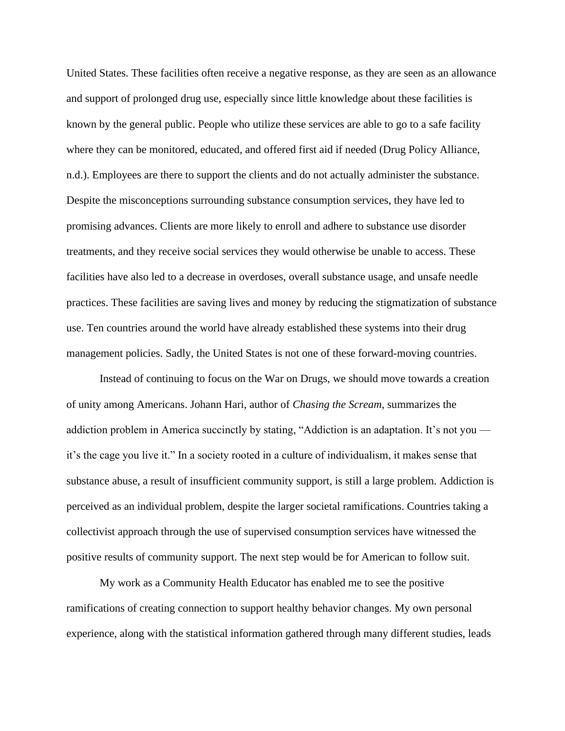United States. These facilities often receive a negative response, as they are seen as an allowance and support of prolonged drug use, especially since little knowledge about these facilities is known by the general public. People who utilize these services are able to go to a safe facility where they can be monitored, educated, and offered first aid if needed (Drug Policy Alliance, n.d.). Employees are there to support the clients and do not actually administer the substance. Despite the misconceptions surrounding substance consumption services, they have led to promising advances. Clients are more likely to enroll and adhere to substance use disorder treatments, and they receive social services they would otherwise be unable to access. These facilities have also led to a decrease in overdoses, overall substance usage, and unsafe needle practices. These facilities are saving lives and money by reducing the stigmatization of substance use. Ten countries around the world have already established these systems into their drug management policies. Sadly, the United States is not one of these forward-moving countries.

Instead of continuing to focus on the War on Drugs, we should move towards a creation of unity among Americans. Johann Hari, author of *Chasing the Scream*, summarizes the addiction problem in America succinctly by stating, "Addiction is an adaptation. It's not you — it's the cage you live it." In a society rooted in a culture of individualism, it makes sense that substance abuse, a result of insufficient community support, is still a large problem. Addiction is perceived as an individual problem, despite the larger societal ramifications. Countries taking a collectivist approach through the use of supervised consumption services have witnessed the positive results of community support. The next step would be for American to follow suit.

My work as a Community Health Educator has enabled me to see the positive ramifications of creating connection to support healthy behavior changes. My own personal experience, along with the statistical information gathered through many different studies, leads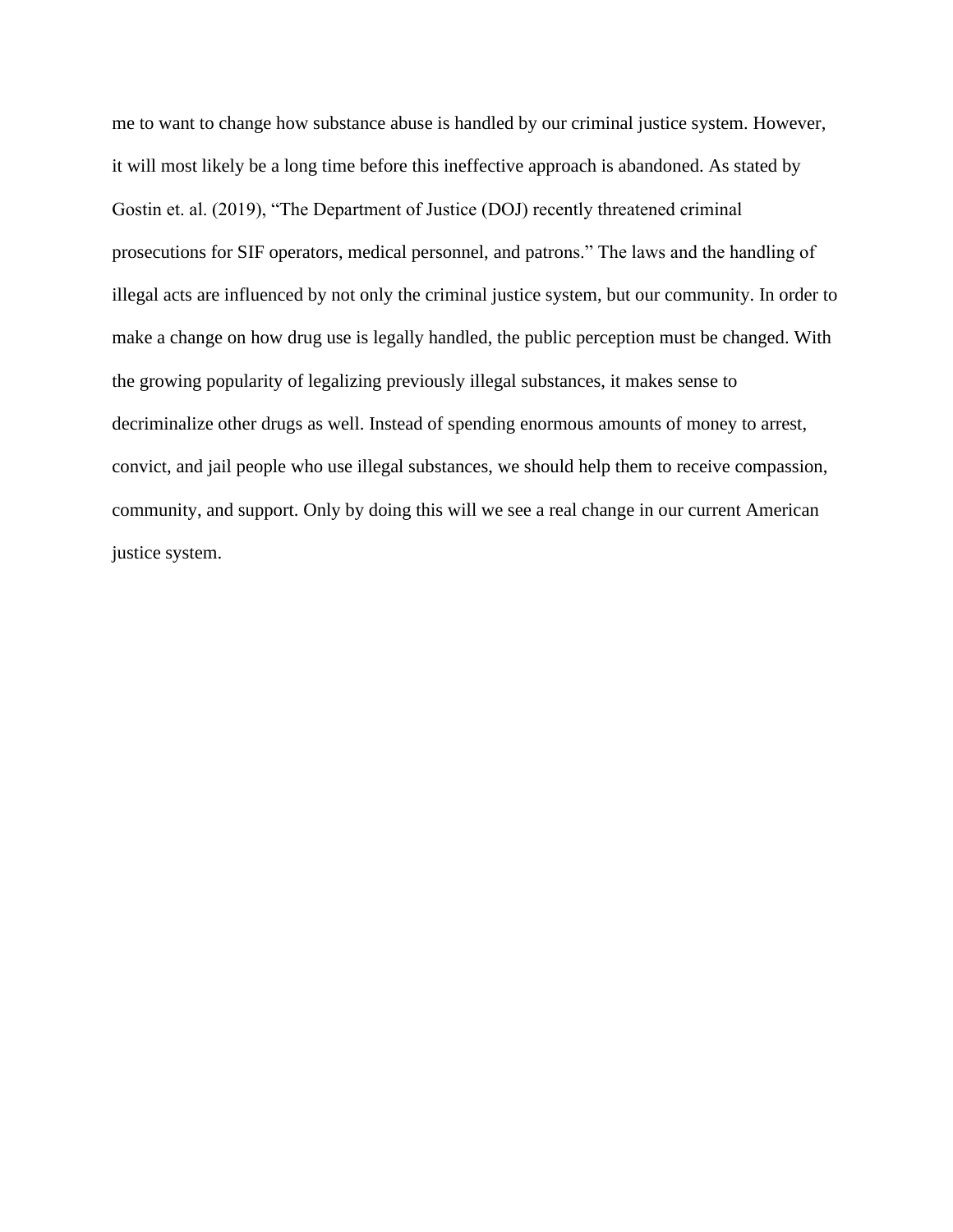me to want to change how substance abuse is handled by our criminal justice system. However, it will most likely be a long time before this ineffective approach is abandoned. As stated by Gostin et. al. (2019), "The Department of Justice (DOJ) recently threatened criminal prosecutions for SIF operators, medical personnel, and patrons." The laws and the handling of illegal acts are influenced by not only the criminal justice system, but our community. In order to make a change on how drug use is legally handled, the public perception must be changed. With the growing popularity of legalizing previously illegal substances, it makes sense to decriminalize other drugs as well. Instead of spending enormous amounts of money to arrest, convict, and jail people who use illegal substances, we should help them to receive compassion, community, and support. Only by doing this will we see a real change in our current American justice system.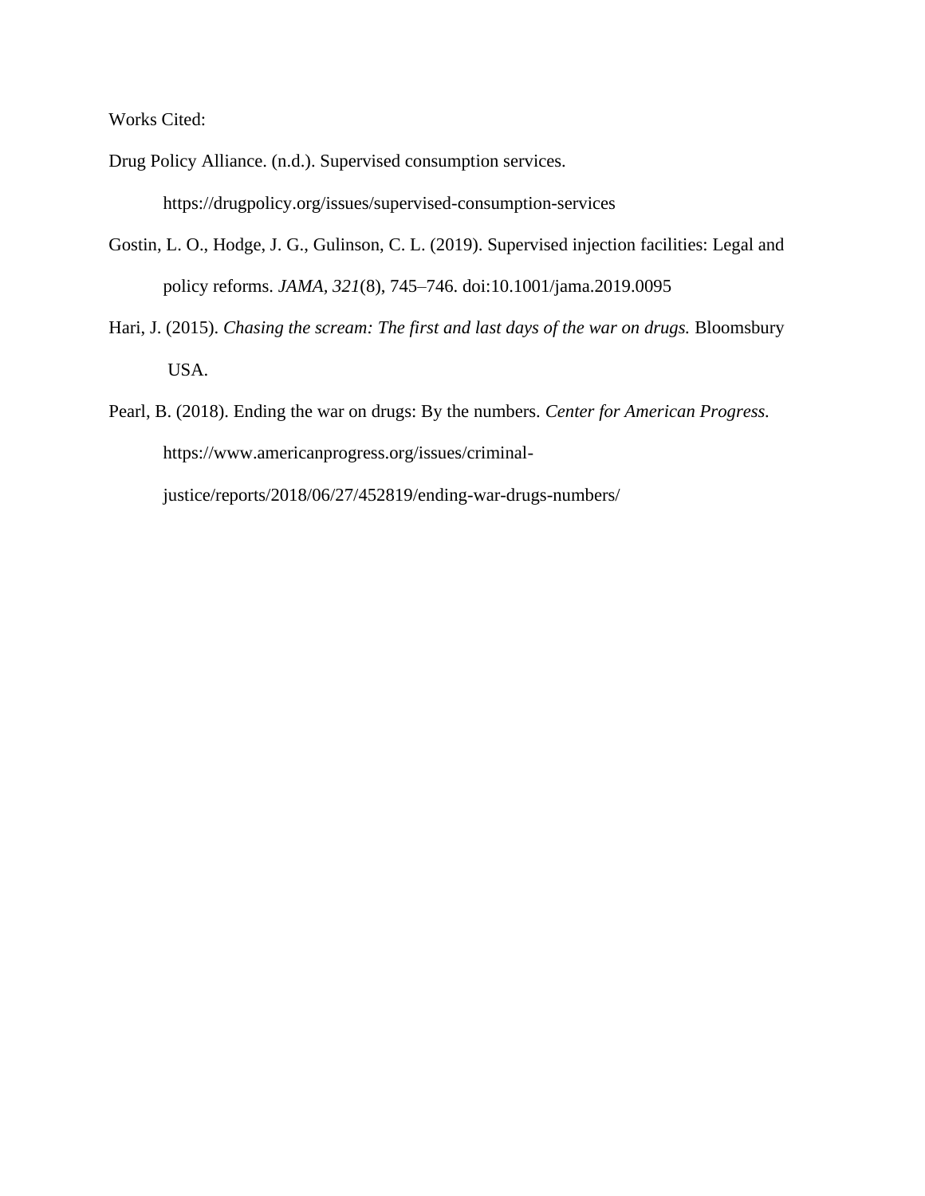Works Cited:

Drug Policy Alliance. (n.d.). Supervised consumption services. https://drugpolicy.org/issues/supervised-consumption-services

Gostin, L. O., Hodge, J. G., Gulinson, C. L. (2019). Supervised injection facilities: Legal and policy reforms. *JAMA, 321*(8), 745–746. doi:10.1001/jama.2019.0095

Hari, J. (2015). *Chasing the scream: The first and last days of the war on drugs.* Bloomsbury USA.

Pearl, B. (2018). Ending the war on drugs: By the numbers. *Center for American Progress.* https://www.americanprogress.org/issues/criminal-justice/reports/2018/06/27/452819/ending-war-drugs-numbers/